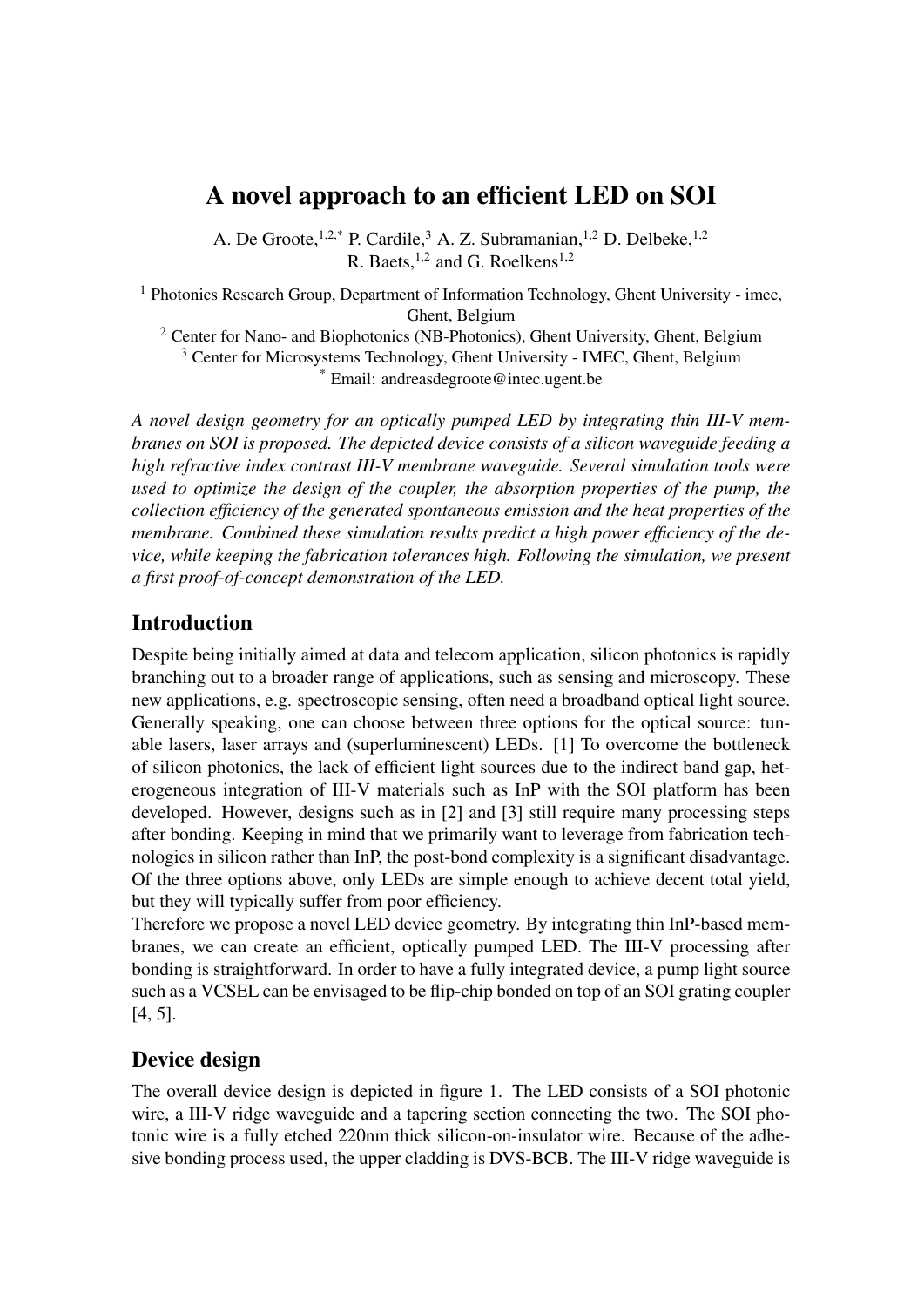# A novel approach to an efficient LED on SOI

A. De Groote,[1,2,*] P. Cardile,[3] A. Z. Subramanian,[1,2] D. Delbeke,[1,2]
R. Baets,[1,2] and G. Roelkens[1,2]

[1] Photonics Research Group, Department of Information Technology, Ghent University - imec, Ghent, Belgium

[2] Center for Nano- and Biophotonics (NB-Photonics), Ghent University, Ghent, Belgium

[3] Center for Microsystems Technology, Ghent University - IMEC, Ghent, Belgium

[*] Email: andreasdegroote@intec.ugent.be

*A novel design geometry for an optically pumped LED by integrating thin III-V membranes on SOI is proposed. The depicted device consists of a silicon waveguide feeding a high refractive index contrast III-V membrane waveguide. Several simulation tools were used to optimize the design of the coupler, the absorption properties of the pump, the collection efficiency of the generated spontaneous emission and the heat properties of the membrane. Combined these simulation results predict a high power efficiency of the device, while keeping the fabrication tolerances high. Following the simulation, we present a first proof-of-concept demonstration of the LED.*

## Introduction

Despite being initially aimed at data and telecom application, silicon photonics is rapidly branching out to a broader range of applications, such as sensing and microscopy. These new applications, e.g. spectroscopic sensing, often need a broadband optical light source. Generally speaking, one can choose between three options for the optical source: tunable lasers, laser arrays and (superluminescent) LEDs. [1] To overcome the bottleneck of silicon photonics, the lack of efficient light sources due to the indirect band gap, heterogeneous integration of III-V materials such as InP with the SOI platform has been developed. However, designs such as in [2] and [3] still require many processing steps after bonding. Keeping in mind that we primarily want to leverage from fabrication technologies in silicon rather than InP, the post-bond complexity is a significant disadvantage. Of the three options above, only LEDs are simple enough to achieve decent total yield, but they will typically suffer from poor efficiency.

Therefore we propose a novel LED device geometry. By integrating thin InP-based membranes, we can create an efficient, optically pumped LED. The III-V processing after bonding is straightforward. In order to have a fully integrated device, a pump light source such as a VCSEL can be envisaged to be flip-chip bonded on top of an SOI grating coupler [4, 5].

## Device design

The overall device design is depicted in figure 1. The LED consists of a SOI photonic wire, a III-V ridge waveguide and a tapering section connecting the two. The SOI photonic wire is a fully etched 220nm thick silicon-on-insulator wire. Because of the adhesive bonding process used, the upper cladding is DVS-BCB. The III-V ridge waveguide is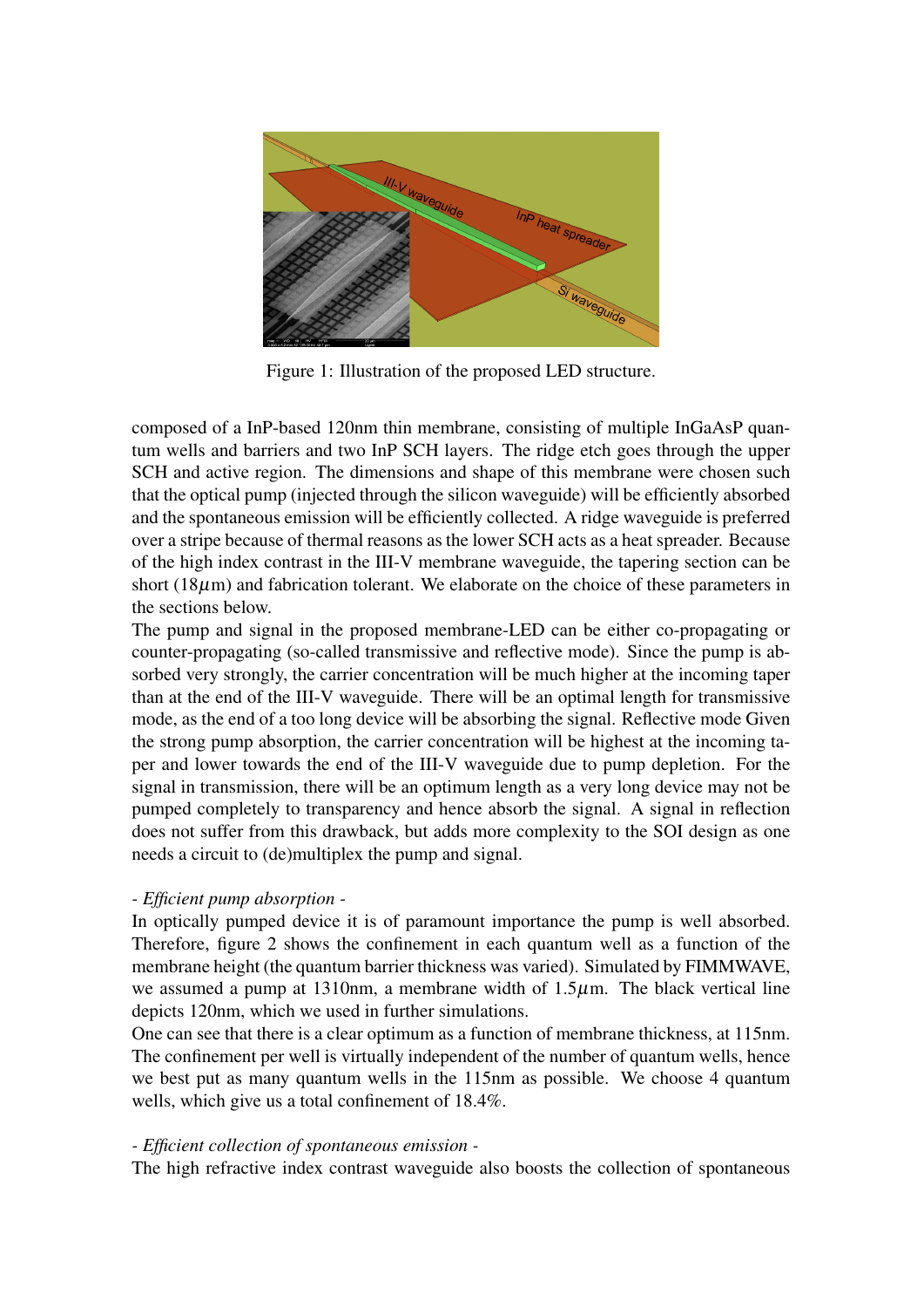Figure 1: Illustration of the proposed LED structure.

composed of a InP-based 120nm thin membrane, consisting of multiple InGaAsP quantum wells and barriers and two InP SCH layers. The ridge etch goes through the upper SCH and active region. The dimensions and shape of this membrane were chosen such that the optical pump (injected through the silicon waveguide) will be efficiently absorbed and the spontaneous emission will be efficiently collected. A ridge waveguide is preferred over a stripe because of thermal reasons as the lower SCH acts as a heat spreader. Because of the high index contrast in the III-V membrane waveguide, the tapering section can be short (18$\mu$m) and fabrication tolerant. We elaborate on the choice of these parameters in the sections below.
The pump and signal in the proposed membrane-LED can be either co-propagating or counter-propagating (so-called transmissive and reflective mode). Since the pump is absorbed very strongly, the carrier concentration will be much higher at the incoming taper than at the end of the III-V waveguide. There will be an optimal length for transmissive mode, as the end of a too long device will be absorbing the signal. Reflective mode Given the strong pump absorption, the carrier concentration will be highest at the incoming taper and lower towards the end of the III-V waveguide due to pump depletion. For the signal in transmission, there will be an optimum length as a very long device may not be pumped completely to transparency and hence absorb the signal. A signal in reflection does not suffer from this drawback, but adds more complexity to the SOI design as one needs a circuit to (de)multiplex the pump and signal.

*- Efficient pump absorption -*
In optically pumped device it is of paramount importance the pump is well absorbed. Therefore, figure 2 shows the confinement in each quantum well as a function of the membrane height (the quantum barrier thickness was varied). Simulated by FIMMWAVE, we assumed a pump at 1310nm, a membrane width of 1.5$\mu$m. The black vertical line depicts 120nm, which we used in further simulations.
One can see that there is a clear optimum as a function of membrane thickness, at 115nm. The confinement per well is virtually independent of the number of quantum wells, hence we best put as many quantum wells in the 115nm as possible. We choose 4 quantum wells, which give us a total confinement of 18.4%.

*- Efficient collection of spontaneous emission -*
The high refractive index contrast waveguide also boosts the collection of spontaneous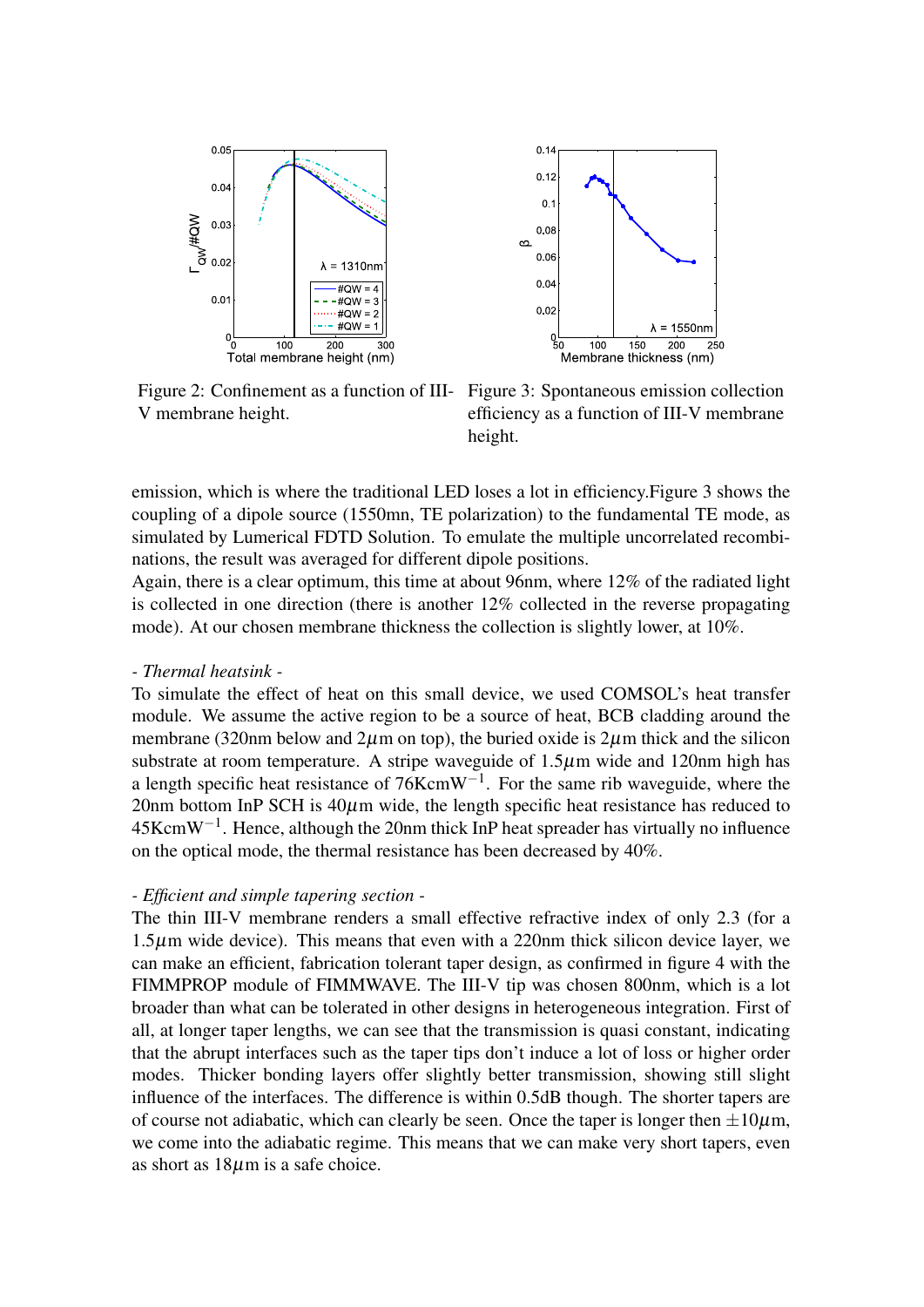Figure 2: Confinement as a function of III-V membrane height.

Figure 3: Spontaneous emission collection efficiency as a function of III-V membrane height.

emission, which is where the traditional LED loses a lot in efficiency.Figure 3 shows the coupling of a dipole source (1550mn, TE polarization) to the fundamental TE mode, as simulated by Lumerical FDTD Solution. To emulate the multiple uncorrelated recombinations, the result was averaged for different dipole positions.

Again, there is a clear optimum, this time at about 96nm, where 12% of the radiated light is collected in one direction (there is another 12% collected in the reverse propagating mode). At our chosen membrane thickness the collection is slightly lower, at 10%.

*- Thermal heatsink -*

To simulate the effect of heat on this small device, we used COMSOL's heat transfer module. We assume the active region to be a source of heat, BCB cladding around the membrane (320nm below and 2$\mu$m on top), the buried oxide is 2$\mu$m thick and the silicon substrate at room temperature. A stripe waveguide of 1.5$\mu$m wide and 120nm high has a length specific heat resistance of 76KcmW$^{-1}$. For the same rib waveguide, where the 20nm bottom InP SCH is 40$\mu$m wide, the length specific heat resistance has reduced to 45KcmW$^{-1}$. Hence, although the 20nm thick InP heat spreader has virtually no influence on the optical mode, the thermal resistance has been decreased by 40%.

*- Efficient and simple tapering section -*

The thin III-V membrane renders a small effective refractive index of only 2.3 (for a 1.5$\mu$m wide device). This means that even with a 220nm thick silicon device layer, we can make an efficient, fabrication tolerant taper design, as confirmed in figure 4 with the FIMMPROP module of FIMMWAVE. The III-V tip was chosen 800nm, which is a lot broader than what can be tolerated in other designs in heterogeneous integration. First of all, at longer taper lengths, we can see that the transmission is quasi constant, indicating that the abrupt interfaces such as the taper tips don't induce a lot of loss or higher order modes. Thicker bonding layers offer slightly better transmission, showing still slight influence of the interfaces. The difference is within 0.5dB though. The shorter tapers are of course not adiabatic, which can clearly be seen. Once the taper is longer then $\pm 10\mu$m, we come into the adiabatic regime. This means that we can make very short tapers, even as short as 18$\mu$m is a safe choice.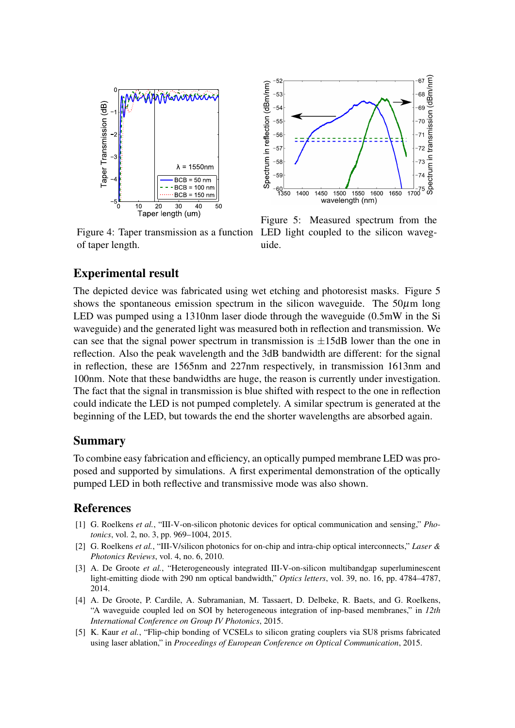Taper Transmission (dB)

0

−1

−2

−3

−4

−5

0 10 20 30 40 50

Taper length (um)

λ = 1550nm

BCB = 50 nm

BCB = 100 nm

BCB = 150 nm

Figure 4: Taper transmission as a function of taper length.

Spectrum in reflection (dBm/nm)

−52 −53 −54 −55 −56 −57 −58 −59 −60

1350 1400 1450 1500 1550 1600 1650 1700

wavelength (nm)

Spectrum in transmission (dBm/nm)

−67 −68 −69 −70 −71 −72 −73 −74 −75

Figure 5: Measured spectrum from the LED light coupled to the silicon waveguide.

## Experimental result

The depicted device was fabricated using wet etching and photoresist masks. Figure 5 shows the spontaneous emission spectrum in the silicon waveguide. The 50$\mu$m long LED was pumped using a 1310nm laser diode through the waveguide (0.5mW in the Si waveguide) and the generated light was measured both in reflection and transmission. We can see that the signal power spectrum in transmission is $\pm$15dB lower than the one in reflection. Also the peak wavelength and the 3dB bandwidth are different: for the signal in reflection, these are 1565nm and 227nm respectively, in transmission 1613nm and 100nm. Note that these bandwidths are huge, the reason is currently under investigation. The fact that the signal in transmission is blue shifted with respect to the one in reflection could indicate the LED is not pumped completely. A similar spectrum is generated at the beginning of the LED, but towards the end the shorter wavelengths are absorbed again.

## Summary

To combine easy fabrication and efficiency, an optically pumped membrane LED was proposed and supported by simulations. A first experimental demonstration of the optically pumped LED in both reflective and transmissive mode was also shown.

## References

[1] G. Roelkens *et al.*, "III-V-on-silicon photonic devices for optical communication and sensing," *Photonics*, vol. 2, no. 3, pp. 969–1004, 2015.

[2] G. Roelkens *et al.*, "III-V/silicon photonics for on-chip and intra-chip optical interconnects," *Laser & Photonics Reviews*, vol. 4, no. 6, 2010.

[3] A. De Groote *et al.*, "Heterogeneously integrated III-V-on-silicon multibandgap superluminescent light-emitting diode with 290 nm optical bandwidth," *Optics letters*, vol. 39, no. 16, pp. 4784–4787, 2014.

[4] A. De Groote, P. Cardile, A. Subramanian, M. Tassaert, D. Delbeke, R. Baets, and G. Roelkens, "A waveguide coupled led on SOI by heterogeneous integration of inp-based membranes," in *12th International Conference on Group IV Photonics*, 2015.

[5] K. Kaur *et al.*, "Flip-chip bonding of VCSELs to silicon grating couplers via SU8 prisms fabricated using laser ablation," in *Proceedings of European Conference on Optical Communication*, 2015.